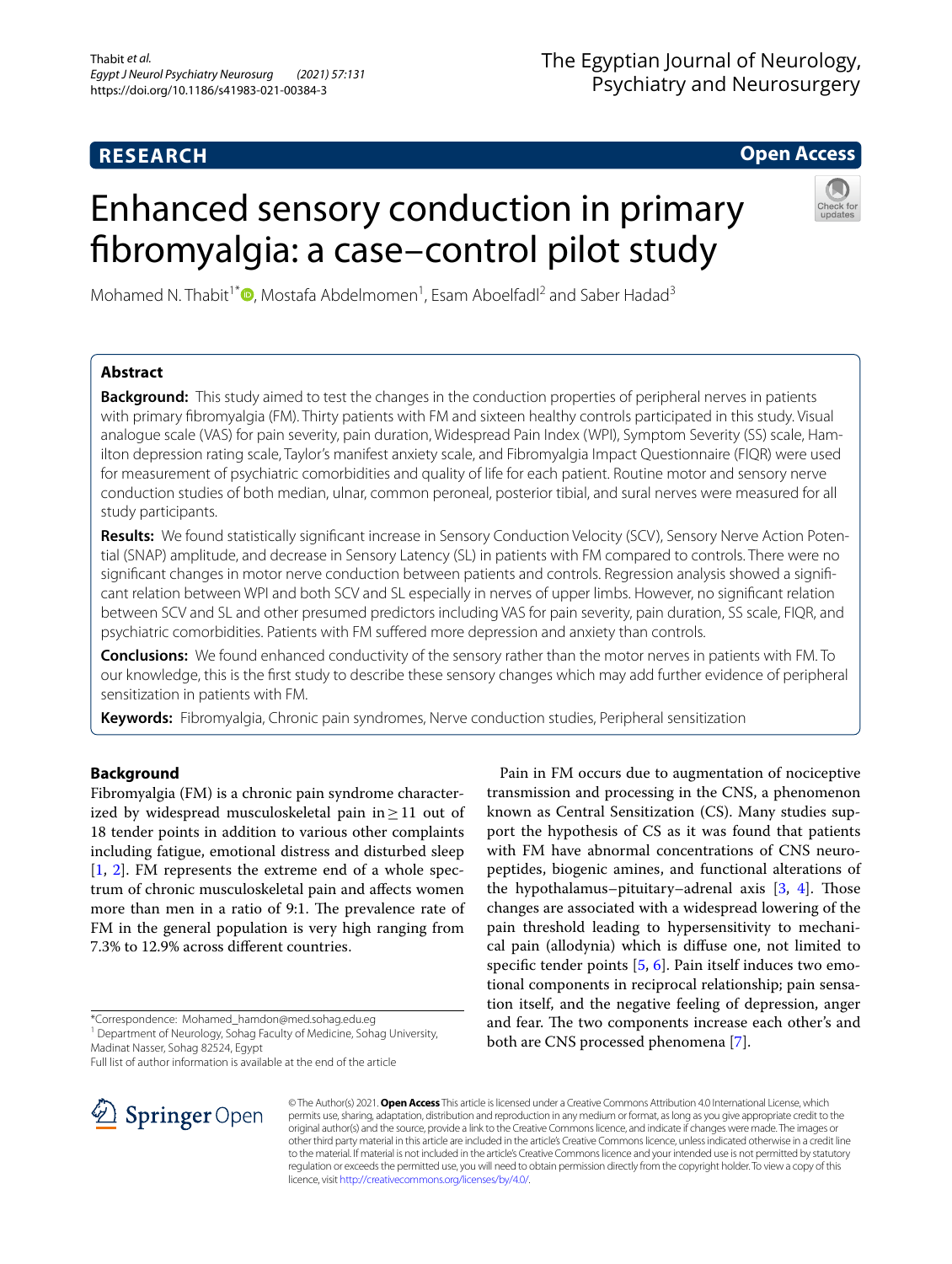RESEARCH

Open Access

# Enhanced sensory conduction in primary fibromyalgia: a case–control pilot study

Mohamed N. Thabit[1*], Mostafa Abdelmomen[1], Esam Aboelfadl[2] and Saber Hadad[3]

## Abstract

**Background:** This study aimed to test the changes in the conduction properties of peripheral nerves in patients with primary fibromyalgia (FM). Thirty patients with FM and sixteen healthy controls participated in this study. Visual analogue scale (VAS) for pain severity, pain duration, Widespread Pain Index (WPI), Symptom Severity (SS) scale, Hamilton depression rating scale, Taylor's manifest anxiety scale, and Fibromyalgia Impact Questionnaire (FIQR) were used for measurement of psychiatric comorbidities and quality of life for each patient. Routine motor and sensory nerve conduction studies of both median, ulnar, common peroneal, posterior tibial, and sural nerves were measured for all study participants.

**Results:** We found statistically significant increase in Sensory Conduction Velocity (SCV), Sensory Nerve Action Potential (SNAP) amplitude, and decrease in Sensory Latency (SL) in patients with FM compared to controls. There were no significant changes in motor nerve conduction between patients and controls. Regression analysis showed a significant relation between WPI and both SCV and SL especially in nerves of upper limbs. However, no significant relation between SCV and SL and other presumed predictors including VAS for pain severity, pain duration, SS scale, FIQR, and psychiatric comorbidities. Patients with FM suffered more depression and anxiety than controls.

**Conclusions:** We found enhanced conductivity of the sensory rather than the motor nerves in patients with FM. To our knowledge, this is the first study to describe these sensory changes which may add further evidence of peripheral sensitization in patients with FM.

**Keywords:** Fibromyalgia, Chronic pain syndromes, Nerve conduction studies, Peripheral sensitization

## Background

Fibromyalgia (FM) is a chronic pain syndrome characterized by widespread musculoskeletal pain in $\geq 11$ out of 18 tender points in addition to various other complaints including fatigue, emotional distress and disturbed sleep [1, 2]. FM represents the extreme end of a whole spectrum of chronic musculoskeletal pain and affects women more than men in a ratio of 9:1. The prevalence rate of FM in the general population is very high ranging from 7.3% to 12.9% across different countries.

Pain in FM occurs due to augmentation of nociceptive transmission and processing in the CNS, a phenomenon known as Central Sensitization (CS). Many studies support the hypothesis of CS as it was found that patients with FM have abnormal concentrations of CNS neuropeptides, biogenic amines, and functional alterations of the hypothalamus–pituitary–adrenal axis [3, 4]. Those changes are associated with a widespread lowering of the pain threshold leading to hypersensitivity to mechanical pain (allodynia) which is diffuse one, not limited to specific tender points [5, 6]. Pain itself induces two emotional components in reciprocal relationship; pain sensation itself, and the negative feeling of depression, anger and fear. The two components increase each other's and both are CNS processed phenomena [7].

*Correspondence: Mohamed_hamdon@med.sohag.edu.eg
[1] Department of Neurology, Sohag Faculty of Medicine, Sohag University, Madinat Nasser, Sohag 82524, Egypt
Full list of author information is available at the end of the article

© The Author(s) 2021. **Open Access** This article is licensed under a Creative Commons Attribution 4.0 International License, which permits use, sharing, adaptation, distribution and reproduction in any medium or format, as long as you give appropriate credit to the original author(s) and the source, provide a link to the Creative Commons licence, and indicate if changes were made. The images or other third party material in this article are included in the article's Creative Commons licence, unless indicated otherwise in a credit line to the material. If material is not included in the article's Creative Commons licence and your intended use is not permitted by statutory regulation or exceeds the permitted use, you will need to obtain permission directly from the copyright holder. To view a copy of this licence, visit http://creativecommons.org/licenses/by/4.0/.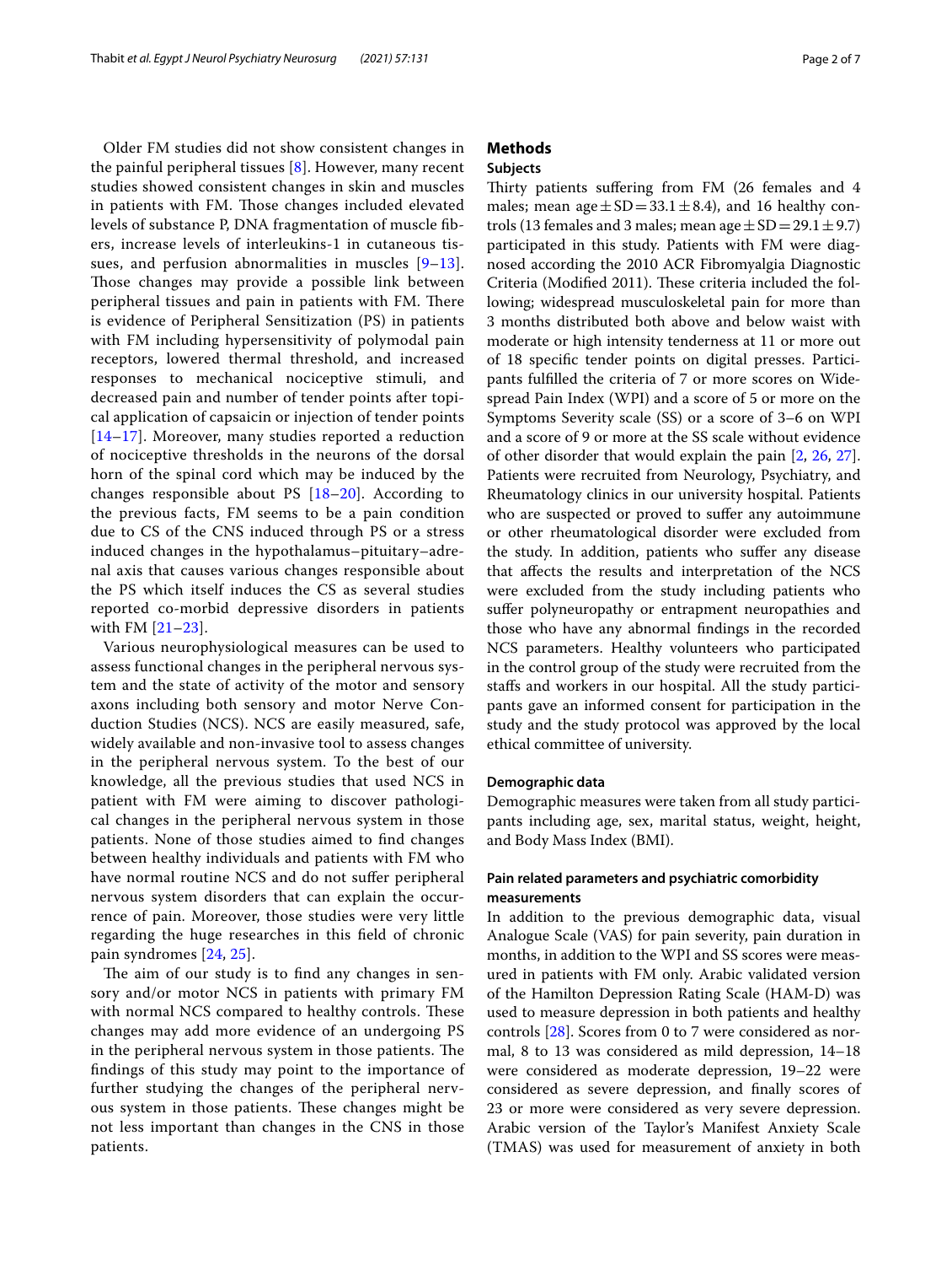Older FM studies did not show consistent changes in the painful peripheral tissues [8]. However, many recent studies showed consistent changes in skin and muscles in patients with FM. Those changes included elevated levels of substance P, DNA fragmentation of muscle fibers, increase levels of interleukins-1 in cutaneous tissues, and perfusion abnormalities in muscles [9–13]. Those changes may provide a possible link between peripheral tissues and pain in patients with FM. There is evidence of Peripheral Sensitization (PS) in patients with FM including hypersensitivity of polymodal pain receptors, lowered thermal threshold, and increased responses to mechanical nociceptive stimuli, and decreased pain and number of tender points after topical application of capsaicin or injection of tender points [14–17]. Moreover, many studies reported a reduction of nociceptive thresholds in the neurons of the dorsal horn of the spinal cord which may be induced by the changes responsible about PS [18–20]. According to the previous facts, FM seems to be a pain condition due to CS of the CNS induced through PS or a stress induced changes in the hypothalamus–pituitary–adrenal axis that causes various changes responsible about the PS which itself induces the CS as several studies reported co-morbid depressive disorders in patients with FM [21–23].

Various neurophysiological measures can be used to assess functional changes in the peripheral nervous system and the state of activity of the motor and sensory axons including both sensory and motor Nerve Conduction Studies (NCS). NCS are easily measured, safe, widely available and non-invasive tool to assess changes in the peripheral nervous system. To the best of our knowledge, all the previous studies that used NCS in patient with FM were aiming to discover pathological changes in the peripheral nervous system in those patients. None of those studies aimed to find changes between healthy individuals and patients with FM who have normal routine NCS and do not suffer peripheral nervous system disorders that can explain the occurrence of pain. Moreover, those studies were very little regarding the huge researches in this field of chronic pain syndromes [24, 25].

The aim of our study is to find any changes in sensory and/or motor NCS in patients with primary FM with normal NCS compared to healthy controls. These changes may add more evidence of an undergoing PS in the peripheral nervous system in those patients. The findings of this study may point to the importance of further studying the changes of the peripheral nervous system in those patients. These changes might be not less important than changes in the CNS in those patients.

## Methods

### Subjects

Thirty patients suffering from FM (26 females and 4 males; mean age $\pm$ SD = 33.1 $\pm$ 8.4), and 16 healthy controls (13 females and 3 males; mean age $\pm$ SD = 29.1 $\pm$ 9.7) participated in this study. Patients with FM were diagnosed according the 2010 ACR Fibromyalgia Diagnostic Criteria (Modified 2011). These criteria included the following; widespread musculoskeletal pain for more than 3 months distributed both above and below waist with moderate or high intensity tenderness at 11 or more out of 18 specific tender points on digital presses. Participants fulfilled the criteria of 7 or more scores on Widespread Pain Index (WPI) and a score of 5 or more on the Symptoms Severity scale (SS) or a score of 3–6 on WPI and a score of 9 or more at the SS scale without evidence of other disorder that would explain the pain [2, 26, 27]. Patients were recruited from Neurology, Psychiatry, and Rheumatology clinics in our university hospital. Patients who are suspected or proved to suffer any autoimmune or other rheumatological disorder were excluded from the study. In addition, patients who suffer any disease that affects the results and interpretation of the NCS were excluded from the study including patients who suffer polyneuropathy or entrapment neuropathies and those who have any abnormal findings in the recorded NCS parameters. Healthy volunteers who participated in the control group of the study were recruited from the staffs and workers in our hospital. All the study participants gave an informed consent for participation in the study and the study protocol was approved by the local ethical committee of university.

### Demographic data

Demographic measures were taken from all study participants including age, sex, marital status, weight, height, and Body Mass Index (BMI).

### Pain related parameters and psychiatric comorbidity measurements

In addition to the previous demographic data, visual Analogue Scale (VAS) for pain severity, pain duration in months, in addition to the WPI and SS scores were measured in patients with FM only. Arabic validated version of the Hamilton Depression Rating Scale (HAM-D) was used to measure depression in both patients and healthy controls [28]. Scores from 0 to 7 were considered as normal, 8 to 13 was considered as mild depression, 14–18 were considered as moderate depression, 19–22 were considered as severe depression, and finally scores of 23 or more were considered as very severe depression. Arabic version of the Taylor's Manifest Anxiety Scale (TMAS) was used for measurement of anxiety in both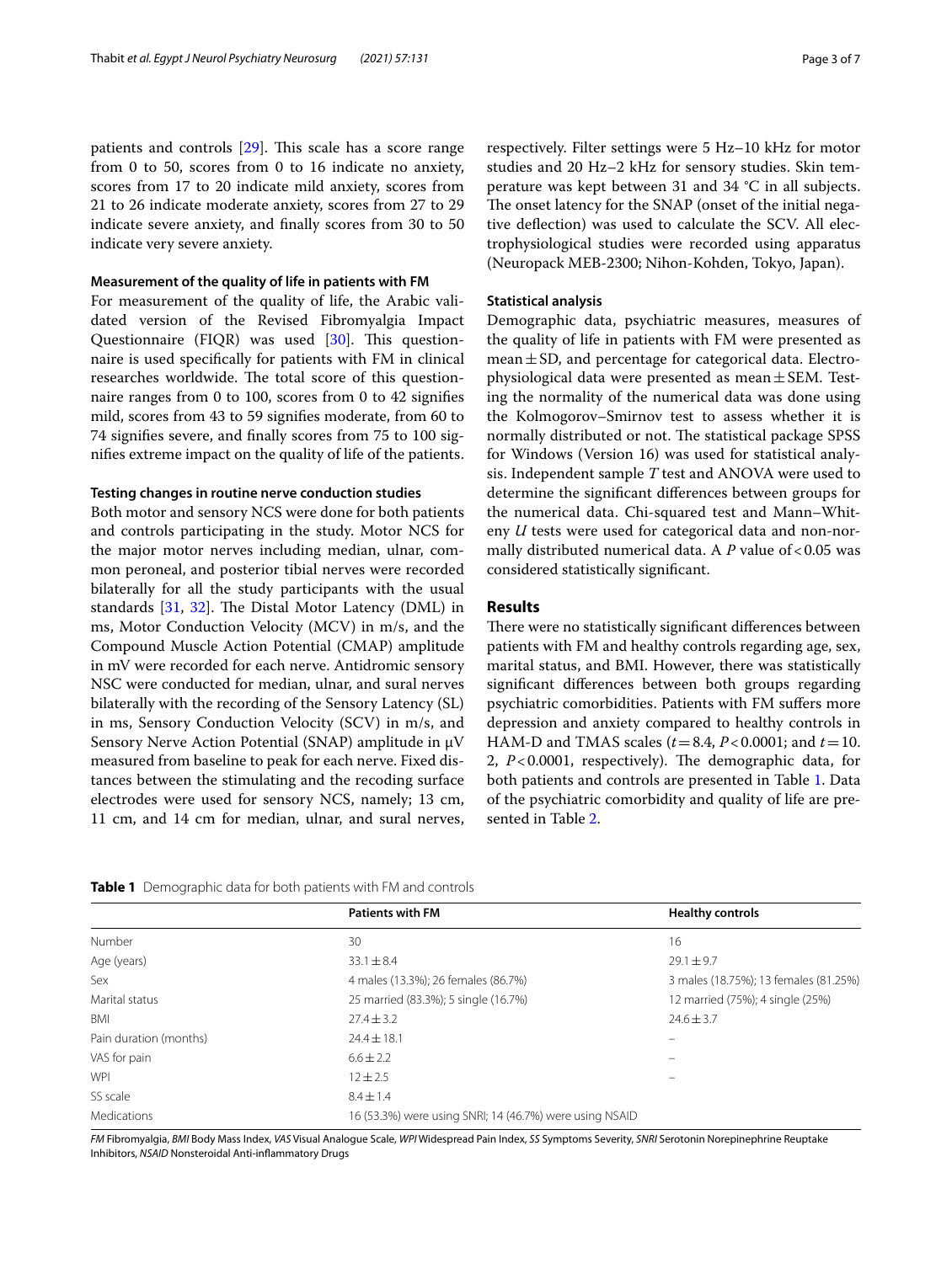patients and controls [29]. This scale has a score range from 0 to 50, scores from 0 to 16 indicate no anxiety, scores from 17 to 20 indicate mild anxiety, scores from 21 to 26 indicate moderate anxiety, scores from 27 to 29 indicate severe anxiety, and finally scores from 30 to 50 indicate very severe anxiety.

#### Measurement of the quality of life in patients with FM

For measurement of the quality of life, the Arabic validated version of the Revised Fibromyalgia Impact Questionnaire (FIQR) was used [30]. This questionnaire is used specifically for patients with FM in clinical researches worldwide. The total score of this questionnaire ranges from 0 to 100, scores from 0 to 42 signifies mild, scores from 43 to 59 signifies moderate, from 60 to 74 signifies severe, and finally scores from 75 to 100 signifies extreme impact on the quality of life of the patients.

#### Testing changes in routine nerve conduction studies

Both motor and sensory NCS were done for both patients and controls participating in the study. Motor NCS for the major motor nerves including median, ulnar, common peroneal, and posterior tibial nerves were recorded bilaterally for all the study participants with the usual standards [31, 32]. The Distal Motor Latency (DML) in ms, Motor Conduction Velocity (MCV) in m/s, and the Compound Muscle Action Potential (CMAP) amplitude in mV were recorded for each nerve. Antidromic sensory NSC were conducted for median, ulnar, and sural nerves bilaterally with the recording of the Sensory Latency (SL) in ms, Sensory Conduction Velocity (SCV) in m/s, and Sensory Nerve Action Potential (SNAP) amplitude in μV measured from baseline to peak for each nerve. Fixed distances between the stimulating and the recoding surface electrodes were used for sensory NCS, namely; 13 cm, 11 cm, and 14 cm for median, ulnar, and sural nerves, respectively. Filter settings were 5 Hz–10 kHz for motor studies and 20 Hz–2 kHz for sensory studies. Skin temperature was kept between 31 and 34 °C in all subjects. The onset latency for the SNAP (onset of the initial negative deflection) was used to calculate the SCV. All electrophysiological studies were recorded using apparatus (Neuropack MEB-2300; Nihon-Kohden, Tokyo, Japan).

#### Statistical analysis

Demographic data, psychiatric measures, measures of the quality of life in patients with FM were presented as mean ± SD, and percentage for categorical data. Electrophysiological data were presented as mean ± SEM. Testing the normality of the numerical data was done using the Kolmogorov–Smirnov test to assess whether it is normally distributed or not. The statistical package SPSS for Windows (Version 16) was used for statistical analysis. Independent sample *T* test and ANOVA were used to determine the significant differences between groups for the numerical data. Chi-squared test and Mann–Whitney *U* tests were used for categorical data and non-normally distributed numerical data. A *P* value of < 0.05 was considered statistically significant.

## Results

There were no statistically significant differences between patients with FM and healthy controls regarding age, sex, marital status, and BMI. However, there was statistically significant differences between both groups regarding psychiatric comorbidities. Patients with FM suffers more depression and anxiety compared to healthy controls in HAM-D and TMAS scales ($t = 8.4$, $P < 0.0001$; and $t = 10.2$, $P < 0.0001$, respectively). The demographic data, for both patients and controls are presented in Table 1. Data of the psychiatric comorbidity and quality of life are presented in Table 2.

**Table 1** Demographic data for both patients with FM and controls

| | Patients with FM | Healthy controls |
|---|---|---|
| Number | 30 | 16 |
| Age (years) | 33.1 ± 8.4 | 29.1 ± 9.7 |
| Sex | 4 males (13.3%); 26 females (86.7%) | 3 males (18.75%); 13 females (81.25%) |
| Marital status | 25 married (83.3%); 5 single (16.7%) | 12 married (75%); 4 single (25%) |
| BMI | 27.4 ± 3.2 | 24.6 ± 3.7 |
| Pain duration (months) | 24.4 ± 18.1 | – |
| VAS for pain | 6.6 ± 2.2 | – |
| WPI | 12 ± 2.5 | – |
| SS scale | 8.4 ± 1.4 | |
| Medications | 16 (53.3%) were using SNRI; 14 (46.7%) were using NSAID | |

*FM* Fibromyalgia, *BMI* Body Mass Index, *VAS* Visual Analogue Scale, *WPI* Widespread Pain Index, *SS* Symptoms Severity, *SNRI* Serotonin Norepinephrine Reuptake Inhibitors, *NSAID* Nonsteroidal Anti-inflammatory Drugs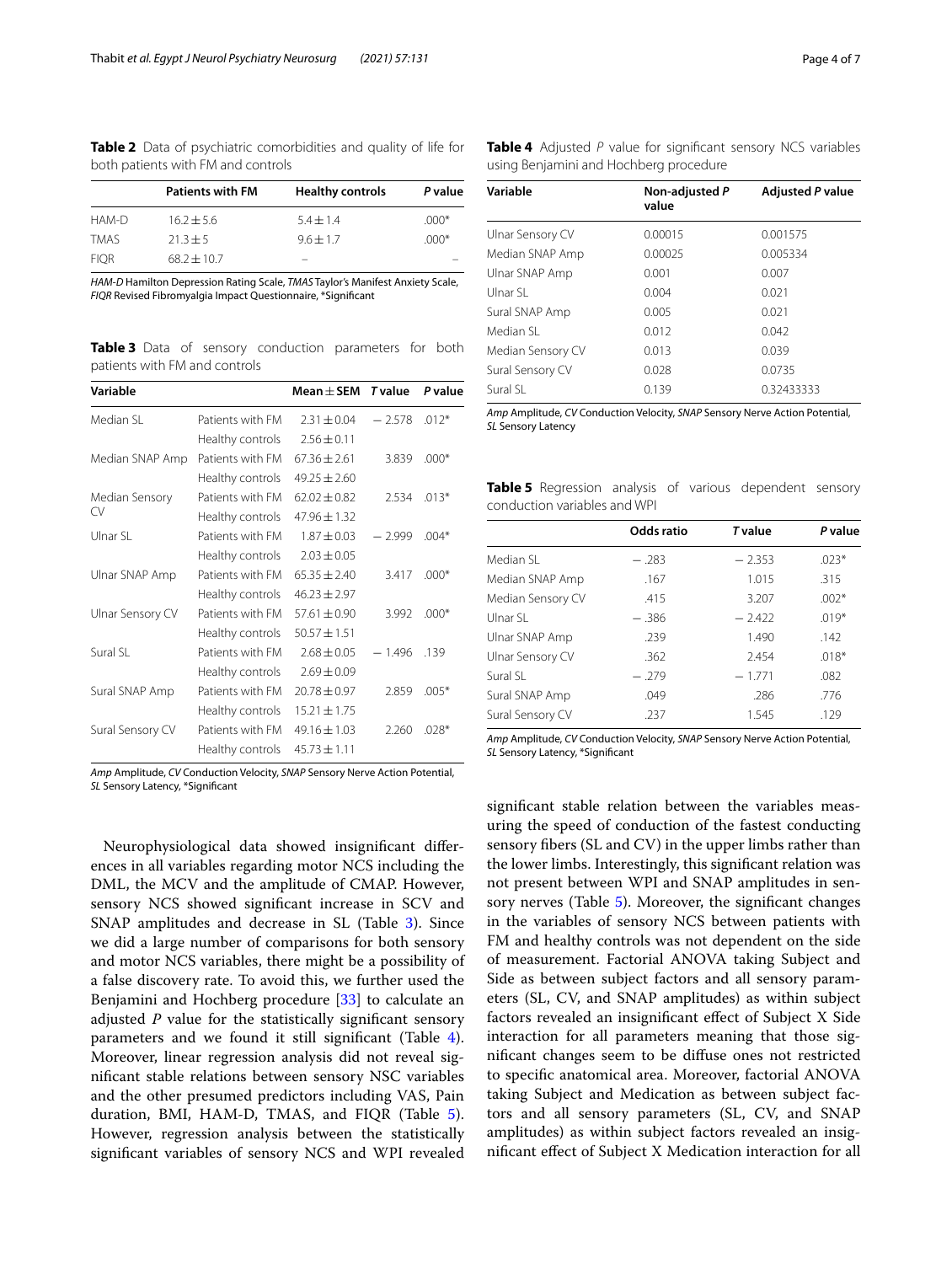**Table 2** Data of psychiatric comorbidities and quality of life for both patients with FM and controls

| | Patients with FM | Healthy controls | P value |
|---|---|---|---|
| HAM-D | 16.2 ± 5.6 | 5.4 ± 1.4 | .000* |
| TMAS | 21.3 ± 5 | 9.6 ± 1.7 | .000* |
| FIQR | 68.2 ± 10.7 | – | – |

*HAM-D* Hamilton Depression Rating Scale, *TMAS* Taylor's Manifest Anxiety Scale, *FIQR* Revised Fibromyalgia Impact Questionnaire, *Significant

**Table 3** Data of sensory conduction parameters for both patients with FM and controls

| Variable | | Mean ± SEM | T value | P value |
|---|---|---|---|---|
| Median SL | Patients with FM | 2.31 ± 0.04 | − 2.578 | .012* |
| | Healthy controls | 2.56 ± 0.11 | | |
| Median SNAP Amp | Patients with FM | 67.36 ± 2.61 | 3.839 | .000* |
| | Healthy controls | 49.25 ± 2.60 | | |
| Median Sensory CV | Patients with FM | 62.02 ± 0.82 | 2.534 | .013* |
| | Healthy controls | 47.96 ± 1.32 | | |
| Ulnar SL | Patients with FM | 1.87 ± 0.03 | − 2.999 | .004* |
| | Healthy controls | 2.03 ± 0.05 | | |
| Ulnar SNAP Amp | Patients with FM | 65.35 ± 2.40 | 3.417 | .000* |
| | Healthy controls | 46.23 ± 2.97 | | |
| Ulnar Sensory CV | Patients with FM | 57.61 ± 0.90 | 3.992 | .000* |
| | Healthy controls | 50.57 ± 1.51 | | |
| Sural SL | Patients with FM | 2.68 ± 0.05 | − 1.496 | .139 |
| | Healthy controls | 2.69 ± 0.09 | | |
| Sural SNAP Amp | Patients with FM | 20.78 ± 0.97 | 2.859 | .005* |
| | Healthy controls | 15.21 ± 1.75 | | |
| Sural Sensory CV | Patients with FM | 49.16 ± 1.03 | 2.260 | .028* |
| | Healthy controls | 45.73 ± 1.11 | | |

*Amp* Amplitude, *CV* Conduction Velocity, *SNAP* Sensory Nerve Action Potential, *SL* Sensory Latency, *Significant

Neurophysiological data showed insignificant differences in all variables regarding motor NCS including the DML, the MCV and the amplitude of CMAP. However, sensory NCS showed significant increase in SCV and SNAP amplitudes and decrease in SL (Table 3). Since we did a large number of comparisons for both sensory and motor NCS variables, there might be a possibility of a false discovery rate. To avoid this, we further used the Benjamini and Hochberg procedure [33] to calculate an adjusted *P* value for the statistically significant sensory parameters and we found it still significant (Table 4). Moreover, linear regression analysis did not reveal significant stable relations between sensory NSC variables and the other presumed predictors including VAS, Pain duration, BMI, HAM-D, TMAS, and FIQR (Table 5). However, regression analysis between the statistically significant variables of sensory NCS and WPI revealed significant stable relation between the variables measuring the speed of conduction of the fastest conducting sensory fibers (SL and CV) in the upper limbs rather than the lower limbs. Interestingly, this significant relation was not present between WPI and SNAP amplitudes in sensory nerves (Table 5). Moreover, the significant changes in the variables of sensory NCS between patients with FM and healthy controls was not dependent on the side of measurement. Factorial ANOVA taking Subject and Side as between subject factors and all sensory parameters (SL, CV, and SNAP amplitudes) as within subject factors revealed an insignificant effect of Subject X Side interaction for all parameters meaning that those significant changes seem to be diffuse ones not restricted to specific anatomical area. Moreover, factorial ANOVA taking Subject and Medication as between subject factors and all sensory parameters (SL, CV, and SNAP amplitudes) as within subject factors revealed an insignificant effect of Subject X Medication interaction for all

**Table 4** Adjusted *P* value for significant sensory NCS variables using Benjamini and Hochberg procedure

| Variable | Non-adjusted *P* value | Adjusted *P* value |
|---|---|---|
| Ulnar Sensory CV | 0.00015 | 0.001575 |
| Median SNAP Amp | 0.00025 | 0.005334 |
| Ulnar SNAP Amp | 0.001 | 0.007 |
| Ulnar SL | 0.004 | 0.021 |
| Sural SNAP Amp | 0.005 | 0.021 |
| Median SL | 0.012 | 0.042 |
| Median Sensory CV | 0.013 | 0.039 |
| Sural Sensory CV | 0.028 | 0.0735 |
| Sural SL | 0.139 | 0.32433333 |

*Amp* Amplitude, *CV* Conduction Velocity, *SNAP* Sensory Nerve Action Potential, *SL* Sensory Latency

**Table 5** Regression analysis of various dependent sensory conduction variables and WPI

| | Odds ratio | T value | P value |
|---|---|---|---|
| Median SL | − .283 | − 2.353 | .023* |
| Median SNAP Amp | .167 | 1.015 | .315 |
| Median Sensory CV | .415 | 3.207 | .002* |
| Ulnar SL | − .386 | − 2.422 | .019* |
| Ulnar SNAP Amp | .239 | 1.490 | .142 |
| Ulnar Sensory CV | .362 | 2.454 | .018* |
| Sural SL | − .279 | − 1.771 | .082 |
| Sural SNAP Amp | .049 | .286 | .776 |
| Sural Sensory CV | .237 | 1.545 | .129 |

*Amp* Amplitude, *CV* Conduction Velocity, *SNAP* Sensory Nerve Action Potential, *SL* Sensory Latency, *Significant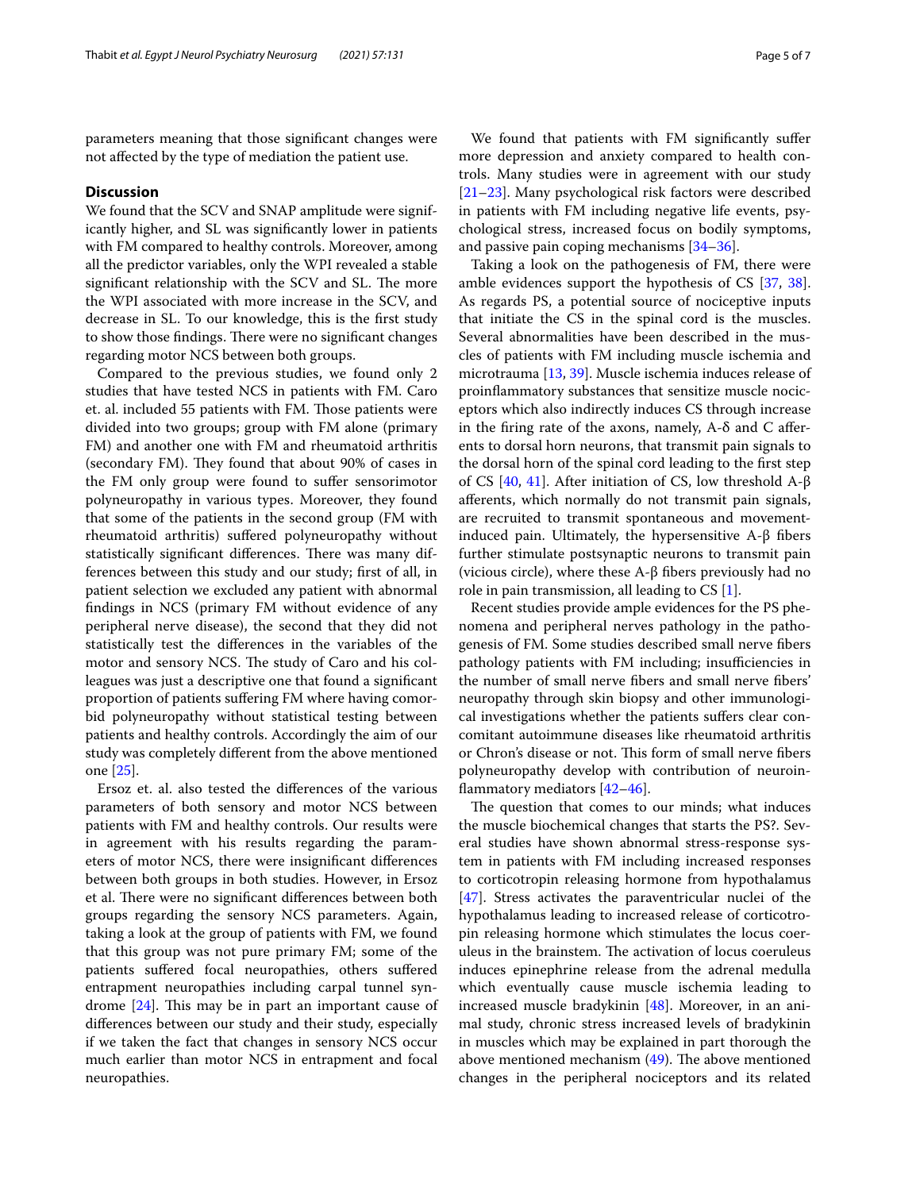parameters meaning that those significant changes were not affected by the type of mediation the patient use.

## Discussion

We found that the SCV and SNAP amplitude were significantly higher, and SL was significantly lower in patients with FM compared to healthy controls. Moreover, among all the predictor variables, only the WPI revealed a stable significant relationship with the SCV and SL. The more the WPI associated with more increase in the SCV, and decrease in SL. To our knowledge, this is the first study to show those findings. There were no significant changes regarding motor NCS between both groups.

Compared to the previous studies, we found only 2 studies that have tested NCS in patients with FM. Caro et. al. included 55 patients with FM. Those patients were divided into two groups; group with FM alone (primary FM) and another one with FM and rheumatoid arthritis (secondary FM). They found that about 90% of cases in the FM only group were found to suffer sensorimotor polyneuropathy in various types. Moreover, they found that some of the patients in the second group (FM with rheumatoid arthritis) suffered polyneuropathy without statistically significant differences. There was many differences between this study and our study; first of all, in patient selection we excluded any patient with abnormal findings in NCS (primary FM without evidence of any peripheral nerve disease), the second that they did not statistically test the differences in the variables of the motor and sensory NCS. The study of Caro and his colleagues was just a descriptive one that found a significant proportion of patients suffering FM where having comorbid polyneuropathy without statistical testing between patients and healthy controls. Accordingly the aim of our study was completely different from the above mentioned one [25].

Ersoz et. al. also tested the differences of the various parameters of both sensory and motor NCS between patients with FM and healthy controls. Our results were in agreement with his results regarding the parameters of motor NCS, there were insignificant differences between both groups in both studies. However, in Ersoz et al. There were no significant differences between both groups regarding the sensory NCS parameters. Again, taking a look at the group of patients with FM, we found that this group was not pure primary FM; some of the patients suffered focal neuropathies, others suffered entrapment neuropathies including carpal tunnel syndrome [24]. This may be in part an important cause of differences between our study and their study, especially if we taken the fact that changes in sensory NCS occur much earlier than motor NCS in entrapment and focal neuropathies.

We found that patients with FM significantly suffer more depression and anxiety compared to health controls. Many studies were in agreement with our study [21–23]. Many psychological risk factors were described in patients with FM including negative life events, psychological stress, increased focus on bodily symptoms, and passive pain coping mechanisms [34–36].

Taking a look on the pathogenesis of FM, there were amble evidences support the hypothesis of CS [37, 38]. As regards PS, a potential source of nociceptive inputs that initiate the CS in the spinal cord is the muscles. Several abnormalities have been described in the muscles of patients with FM including muscle ischemia and microtrauma [13, 39]. Muscle ischemia induces release of proinflammatory substances that sensitize muscle nociceptors which also indirectly induces CS through increase in the firing rate of the axons, namely, A-δ and C afferents to dorsal horn neurons, that transmit pain signals to the dorsal horn of the spinal cord leading to the first step of CS [40, 41]. After initiation of CS, low threshold A-β afferents, which normally do not transmit pain signals, are recruited to transmit spontaneous and movement-induced pain. Ultimately, the hypersensitive A-β fibers further stimulate postsynaptic neurons to transmit pain (vicious circle), where these A-β fibers previously had no role in pain transmission, all leading to CS [1].

Recent studies provide ample evidences for the PS phenomena and peripheral nerves pathology in the pathogenesis of FM. Some studies described small nerve fibers pathology patients with FM including; insufficiencies in the number of small nerve fibers and small nerve fibers' neuropathy through skin biopsy and other immunological investigations whether the patients suffers clear concomitant autoimmune diseases like rheumatoid arthritis or Chron's disease or not. This form of small nerve fibers polyneuropathy develop with contribution of neuroinflammatory mediators [42–46].

The question that comes to our minds; what induces the muscle biochemical changes that starts the PS?. Several studies have shown abnormal stress-response system in patients with FM including increased responses to corticotropin releasing hormone from hypothalamus [47]. Stress activates the paraventricular nuclei of the hypothalamus leading to increased release of corticotropin releasing hormone which stimulates the locus coeruleus in the brainstem. The activation of locus coeruleus induces epinephrine release from the adrenal medulla which eventually cause muscle ischemia leading to increased muscle bradykinin [48]. Moreover, in an animal study, chronic stress increased levels of bradykinin in muscles which may be explained in part thorough the above mentioned mechanism (49). The above mentioned changes in the peripheral nociceptors and its related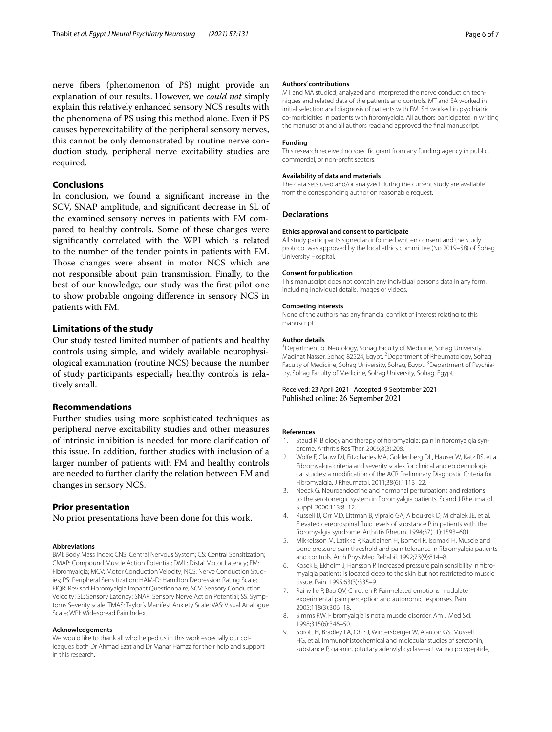nerve fibers (phenomenon of PS) might provide an explanation of our results. However, we *could not* simply explain this relatively enhanced sensory NCS results with the phenomena of PS using this method alone. Even if PS causes hyperexcitability of the peripheral sensory nerves, this cannot be only demonstrated by routine nerve conduction study, peripheral nerve excitability studies are required.

## Conclusions

In conclusion, we found a significant increase in the SCV, SNAP amplitude, and significant decrease in SL of the examined sensory nerves in patients with FM compared to healthy controls. Some of these changes were significantly correlated with the WPI which is related to the number of the tender points in patients with FM. Those changes were absent in motor NCS which are not responsible about pain transmission. Finally, to the best of our knowledge, our study was the first pilot one to show probable ongoing difference in sensory NCS in patients with FM.

## Limitations of the study

Our study tested limited number of patients and healthy controls using simple, and widely available neurophysiological examination (routine NCS) because the number of study participants especially healthy controls is relatively small.

## Recommendations

Further studies using more sophisticated techniques as peripheral nerve excitability studies and other measures of intrinsic inhibition is needed for more clarification of this issue. In addition, further studies with inclusion of a larger number of patients with FM and healthy controls are needed to further clarify the relation between FM and changes in sensory NCS.

## Prior presentation

No prior presentations have been done for this work.

#### Abbreviations

BMI: Body Mass Index; CNS: Central Nervous System; CS: Central Sensitization; CMAP: Compound Muscle Action Potential; DML: Distal Motor Latency; FM: Fibromyalgia; MCV: Motor Conduction Velocity; NCS: Nerve Conduction Studies; PS: Peripheral Sensitization; HAM-D: Hamilton Depression Rating Scale; FIQR: Revised Fibromyalgia Impact Questionnaire; SCV: Sensory Conduction Velocity; SL: Sensory Latency; SNAP: Sensory Nerve Action Potential; SS: Symptoms Severity scale; TMAS: Taylor's Manifest Anxiety Scale; VAS: Visual Analogue Scale; WPI: Widespread Pain Index.

#### Acknowledgements

We would like to thank all who helped us in this work especially our colleagues both Dr Ahmad Ezat and Dr Manar Hamza for their help and support in this research.

#### Authors' contributions

MT and MA studied, analyzed and interpreted the nerve conduction techniques and related data of the patients and controls. MT and EA worked in initial selection and diagnosis of patients with FM. SH worked in psychiatric co-morbidities in patients with fibromyalgia. All authors participated in writing the manuscript and all authors read and approved the final manuscript.

#### Funding

This research received no specific grant from any funding agency in public, commercial, or non-profit sectors.

#### Availability of data and materials

The data sets used and/or analyzed during the current study are available from the corresponding author on reasonable request.

### Declarations

#### Ethics approval and consent to participate

All study participants signed an informed written consent and the study protocol was approved by the local ethics committee (No 2019–58) of Sohag University Hospital.

#### Consent for publication

This manuscript does not contain any individual person's data in any form, including individual details, images or videos.

#### Competing interests

None of the authors has any financial conflict of interest relating to this manuscript.

#### Author details

[1]Department of Neurology, Sohag Faculty of Medicine, Sohag University, Madinat Nasser, Sohag 82524, Egypt. [2]Department of Rheumatology, Sohag Faculty of Medicine, Sohag University, Sohag, Egypt. [3]Department of Psychiatry, Sohag Faculty of Medicine, Sohag University, Sohag, Egypt.

Received: 23 April 2021 Accepted: 9 September 2021
Published online: 26 September 2021

#### References

1. Staud R. Biology and therapy of fibromyalgia: pain in fibromyalgia syndrome. Arthritis Res Ther. 2006;8(3):208.
2. Wolfe F, Clauw DJ, Fitzcharles MA, Goldenberg DL, Hauser W, Katz RS, et al. Fibromyalgia criteria and severity scales for clinical and epidemiological studies: a modification of the ACR Preliminary Diagnostic Criteria for Fibromyalgia. J Rheumatol. 2011;38(6):1113–22.
3. Neeck G. Neuroendocrine and hormonal perturbations and relations to the serotonergic system in fibromyalgia patients. Scand J Rheumatol Suppl. 2000;113:8–12.
4. Russell IJ, Orr MD, Littman B, Vipraio GA, Alboukrek D, Michalek JE, et al. Elevated cerebrospinal fluid levels of substance P in patients with the fibromyalgia syndrome. Arthritis Rheum. 1994;37(11):1593–601.
5. Mikkelsson M, Latikka P, Kautiainen H, Isomeri R, Isomaki H. Muscle and bone pressure pain threshold and pain tolerance in fibromyalgia patients and controls. Arch Phys Med Rehabil. 1992;73(9):814–8.
6. Kosek E, Ekholm J, Hansson P. Increased pressure pain sensibility in fibromyalgia patients is located deep to the skin but not restricted to muscle tissue. Pain. 1995;63(3):335–9.
7. Rainville P, Bao QV, Chretien P. Pain-related emotions modulate experimental pain perception and autonomic responses. Pain. 2005;118(3):306–18.
8. Simms RW. Fibromyalgia is not a muscle disorder. Am J Med Sci. 1998;315(6):346–50.
9. Sprott H, Bradley LA, Oh SJ, Wintersberger W, Alarcon GS, Mussell HG, et al. Immunohistochemical and molecular studies of serotonin, substance P, galanin, pituitary adenylyl cyclase-activating polypeptide,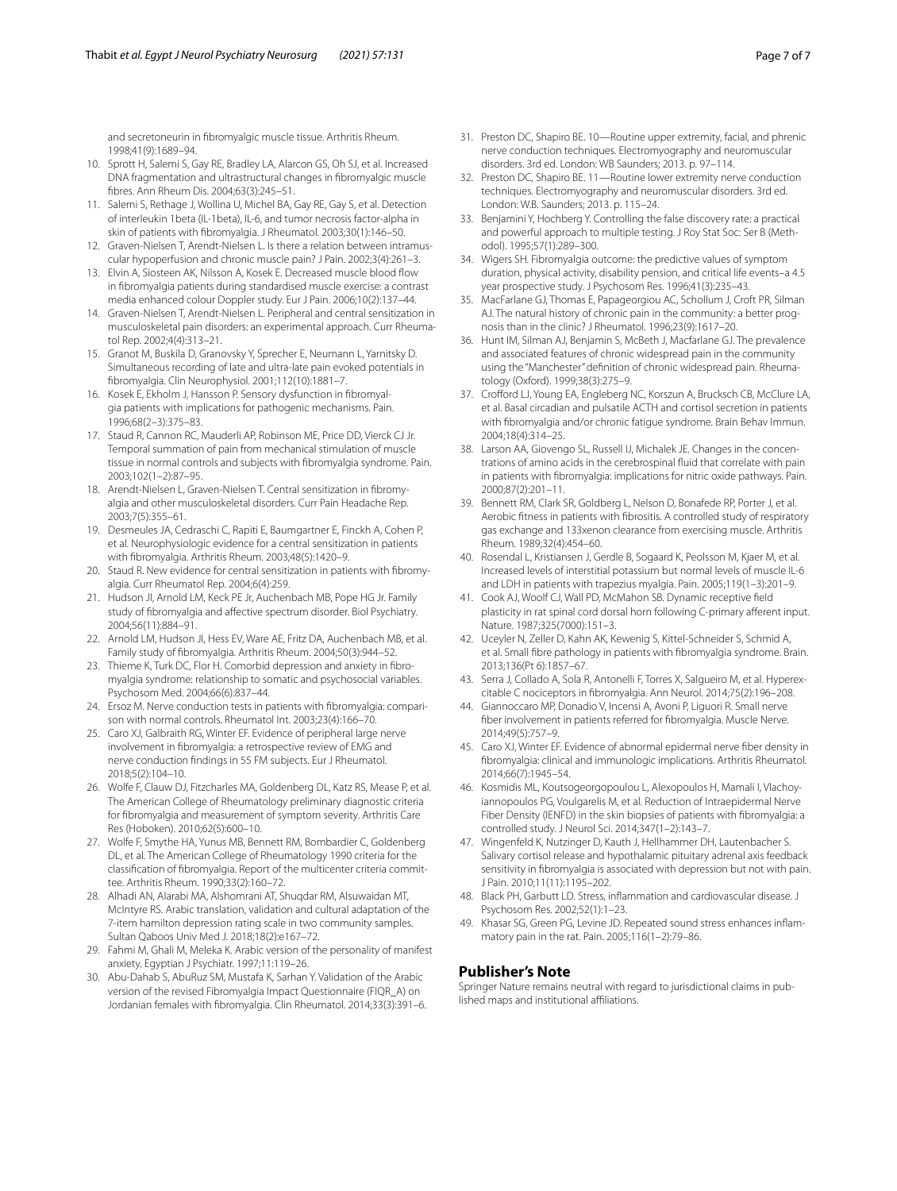and secretoneurin in fibromyalgic muscle tissue. Arthritis Rheum. 1998;41(9):1689–94.

10. Sprott H, Salemi S, Gay RE, Bradley LA, Alarcon GS, Oh SJ, et al. Increased DNA fragmentation and ultrastructural changes in fibromyalgic muscle fibres. Ann Rheum Dis. 2004;63(3):245–51.
11. Salemi S, Rethage J, Wollina U, Michel BA, Gay RE, Gay S, et al. Detection of interleukin 1beta (IL-1beta), IL-6, and tumor necrosis factor-alpha in skin of patients with fibromyalgia. J Rheumatol. 2003;30(1):146–50.
12. Graven-Nielsen T, Arendt-Nielsen L. Is there a relation between intramuscular hypoperfusion and chronic muscle pain? J Pain. 2002;3(4):261–3.
13. Elvin A, Siosteen AK, Nilsson A, Kosek E. Decreased muscle blood flow in fibromyalgia patients during standardised muscle exercise: a contrast media enhanced colour Doppler study. Eur J Pain. 2006;10(2):137–44.
14. Graven-Nielsen T, Arendt-Nielsen L. Peripheral and central sensitization in musculoskeletal pain disorders: an experimental approach. Curr Rheumatol Rep. 2002;4(4):313–21.
15. Granot M, Buskila D, Granovsky Y, Sprecher E, Neumann L, Yarnitsky D. Simultaneous recording of late and ultra-late pain evoked potentials in fibromyalgia. Clin Neurophysiol. 2001;112(10):1881–7.
16. Kosek E, Ekholm J, Hansson P. Sensory dysfunction in fibromyalgia patients with implications for pathogenic mechanisms. Pain. 1996;68(2–3):375–83.
17. Staud R, Cannon RC, Mauderli AP, Robinson ME, Price DD, Vierck CJ Jr. Temporal summation of pain from mechanical stimulation of muscle tissue in normal controls and subjects with fibromyalgia syndrome. Pain. 2003;102(1–2):87–95.
18. Arendt-Nielsen L, Graven-Nielsen T. Central sensitization in fibromyalgia and other musculoskeletal disorders. Curr Pain Headache Rep. 2003;7(5):355–61.
19. Desmeules JA, Cedraschi C, Rapiti E, Baumgartner E, Finckh A, Cohen P, et al. Neurophysiologic evidence for a central sensitization in patients with fibromyalgia. Arthritis Rheum. 2003;48(5):1420–9.
20. Staud R. New evidence for central sensitization in patients with fibromyalgia. Curr Rheumatol Rep. 2004;6(4):259.
21. Hudson JI, Arnold LM, Keck PE Jr, Auchenbach MB, Pope HG Jr. Family study of fibromyalgia and affective spectrum disorder. Biol Psychiatry. 2004;56(11):884–91.
22. Arnold LM, Hudson JI, Hess EV, Ware AE, Fritz DA, Auchenbach MB, et al. Family study of fibromyalgia. Arthritis Rheum. 2004;50(3):944–52.
23. Thieme K, Turk DC, Flor H. Comorbid depression and anxiety in fibromyalgia syndrome: relationship to somatic and psychosocial variables. Psychosom Med. 2004;66(6):837–44.
24. Ersoz M. Nerve conduction tests in patients with fibromyalgia: comparison with normal controls. Rheumatol Int. 2003;23(4):166–70.
25. Caro XJ, Galbraith RG, Winter EF. Evidence of peripheral large nerve involvement in fibromyalgia: a retrospective review of EMG and nerve conduction findings in 55 FM subjects. Eur J Rheumatol. 2018;5(2):104–10.
26. Wolfe F, Clauw DJ, Fitzcharles MA, Goldenberg DL, Katz RS, Mease P, et al. The American College of Rheumatology preliminary diagnostic criteria for fibromyalgia and measurement of symptom severity. Arthritis Care Res (Hoboken). 2010;62(5):600–10.
27. Wolfe F, Smythe HA, Yunus MB, Bennett RM, Bombardier C, Goldenberg DL, et al. The American College of Rheumatology 1990 criteria for the classification of fibromyalgia. Report of the multicenter criteria committee. Arthritis Rheum. 1990;33(2):160–72.
28. Alhadi AN, Alarabi MA, Alshomrani AT, Shuqdar RM, Alsuwaidan MT, McIntyre RS. Arabic translation, validation and cultural adaptation of the 7-item hamilton depression rating scale in two community samples. Sultan Qaboos Univ Med J. 2018;18(2):e167–72.
29. Fahmi M, Ghali M, Meleka K. Arabic version of the personality of manifest anxiety. Egyptian J Psychiatr. 1997;11:119–26.
30. Abu-Dahab S, AbuRuz SM, Mustafa K, Sarhan Y. Validation of the Arabic version of the revised Fibromyalgia Impact Questionnaire (FIQR_A) on Jordanian females with fibromyalgia. Clin Rheumatol. 2014;33(3):391–6.
31. Preston DC, Shapiro BE. 10—Routine upper extremity, facial, and phrenic nerve conduction techniques. Electromyography and neuromuscular disorders. 3rd ed. London: WB Saunders; 2013. p. 97–114.
32. Preston DC, Shapiro BE. 11—Routine lower extremity nerve conduction techniques. Electromyography and neuromuscular disorders. 3rd ed. London: W.B. Saunders; 2013. p. 115–24.
33. Benjamini Y, Hochberg Y. Controlling the false discovery rate: a practical and powerful approach to multiple testing. J Roy Stat Soc: Ser B (Methodol). 1995;57(1):289–300.
34. Wigers SH. Fibromyalgia outcome: the predictive values of symptom duration, physical activity, disability pension, and critical life events–a 4.5 year prospective study. J Psychosom Res. 1996;41(3):235–43.
35. MacFarlane GJ, Thomas E, Papageorgiou AC, Schollum J, Croft PR, Silman AJ. The natural history of chronic pain in the community: a better prognosis than in the clinic? J Rheumatol. 1996;23(9):1617–20.
36. Hunt IM, Silman AJ, Benjamin S, McBeth J, Macfarlane GJ. The prevalence and associated features of chronic widespread pain in the community using the "Manchester" definition of chronic widespread pain. Rheumatology (Oxford). 1999;38(3):275–9.
37. Crofford LJ, Young EA, Engleberg NC, Korszun A, Brucksch CB, McClure LA, et al. Basal circadian and pulsatile ACTH and cortisol secretion in patients with fibromyalgia and/or chronic fatigue syndrome. Brain Behav Immun. 2004;18(4):314–25.
38. Larson AA, Giovengo SL, Russell IJ, Michalek JE. Changes in the concentrations of amino acids in the cerebrospinal fluid that correlate with pain in patients with fibromyalgia: implications for nitric oxide pathways. Pain. 2000;87(2):201–11.
39. Bennett RM, Clark SR, Goldberg L, Nelson D, Bonafede RP, Porter J, et al. Aerobic fitness in patients with fibrositis. A controlled study of respiratory gas exchange and 133xenon clearance from exercising muscle. Arthritis Rheum. 1989;32(4):454–60.
40. Rosendal L, Kristiansen J, Gerdle B, Sogaard K, Peolsson M, Kjaer M, et al. Increased levels of interstitial potassium but normal levels of muscle IL-6 and LDH in patients with trapezius myalgia. Pain. 2005;119(1–3):201–9.
41. Cook AJ, Woolf CJ, Wall PD, McMahon SB. Dynamic receptive field plasticity in rat spinal cord dorsal horn following C-primary afferent input. Nature. 1987;325(7000):151–3.
42. Uceyler N, Zeller D, Kahn AK, Kewenig S, Kittel-Schneider S, Schmid A, et al. Small fibre pathology in patients with fibromyalgia syndrome. Brain. 2013;136(Pt 6):1857–67.
43. Serra J, Collado A, Sola R, Antonelli F, Torres X, Salgueiro M, et al. Hyperexcitable C nociceptors in fibromyalgia. Ann Neurol. 2014;75(2):196–208.
44. Giannoccaro MP, Donadio V, Incensi A, Avoni P, Liguori R. Small nerve fiber involvement in patients referred for fibromyalgia. Muscle Nerve. 2014;49(5):757–9.
45. Caro XJ, Winter EF. Evidence of abnormal epidermal nerve fiber density in fibromyalgia: clinical and immunologic implications. Arthritis Rheumatol. 2014;66(7):1945–54.
46. Kosmidis ML, Koutsogeorgopoulou L, Alexopoulos H, Mamali I, Vlachoyiannopoulos PG, Voulgarelis M, et al. Reduction of Intraepidermal Nerve Fiber Density (IENFD) in the skin biopsies of patients with fibromyalgia: a controlled study. J Neurol Sci. 2014;347(1–2):143–7.
47. Wingenfeld K, Nutzinger D, Kauth J, Hellhammer DH, Lautenbacher S. Salivary cortisol release and hypothalamic pituitary adrenal axis feedback sensitivity in fibromyalgia is associated with depression but not with pain. J Pain. 2010;11(11):1195–202.
48. Black PH, Garbutt LD. Stress, inflammation and cardiovascular disease. J Psychosom Res. 2002;52(1):1–23.
49. Khasar SG, Green PG, Levine JD. Repeated sound stress enhances inflammatory pain in the rat. Pain. 2005;116(1–2):79–86.

## Publisher's Note

Springer Nature remains neutral with regard to jurisdictional claims in published maps and institutional affiliations.